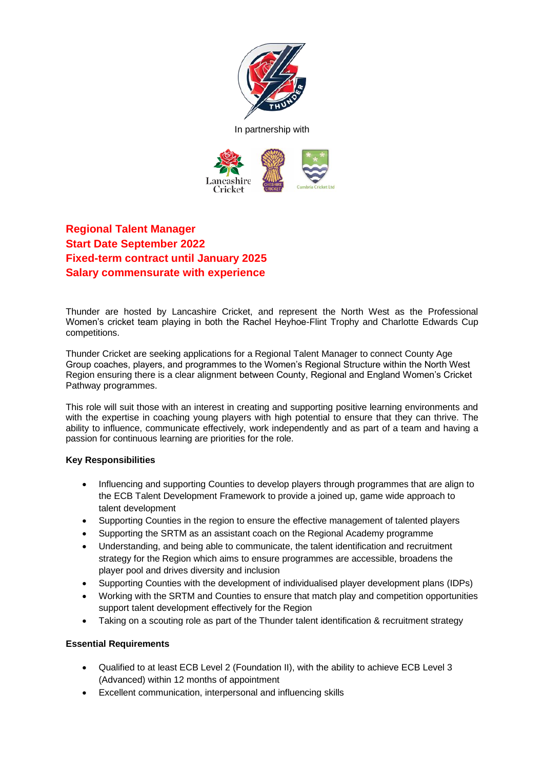In partnership with

**Regional Talent Manager**
**Start Date September 2022**
**Fixed-term contract until January 2025**
**Salary commensurate with experience**

Thunder are hosted by Lancashire Cricket, and represent the North West as the Professional Women's cricket team playing in both the Rachel Heyhoe-Flint Trophy and Charlotte Edwards Cup competitions.

Thunder Cricket are seeking applications for a Regional Talent Manager to connect County Age Group coaches, players, and programmes to the Women's Regional Structure within the North West Region ensuring there is a clear alignment between County, Regional and England Women's Cricket Pathway programmes.

This role will suit those with an interest in creating and supporting positive learning environments and with the expertise in coaching young players with high potential to ensure that they can thrive. The ability to influence, communicate effectively, work independently and as part of a team and having a passion for continuous learning are priorities for the role.

**Key Responsibilities**

- Influencing and supporting Counties to develop players through programmes that are align to the ECB Talent Development Framework to provide a joined up, game wide approach to talent development
- Supporting Counties in the region to ensure the effective management of talented players
- Supporting the SRTM as an assistant coach on the Regional Academy programme
- Understanding, and being able to communicate, the talent identification and recruitment strategy for the Region which aims to ensure programmes are accessible, broadens the player pool and drives diversity and inclusion
- Supporting Counties with the development of individualised player development plans (IDPs)
- Working with the SRTM and Counties to ensure that match play and competition opportunities support talent development effectively for the Region
- Taking on a scouting role as part of the Thunder talent identification & recruitment strategy

**Essential Requirements**

- Qualified to at least ECB Level 2 (Foundation II), with the ability to achieve ECB Level 3 (Advanced) within 12 months of appointment
- Excellent communication, interpersonal and influencing skills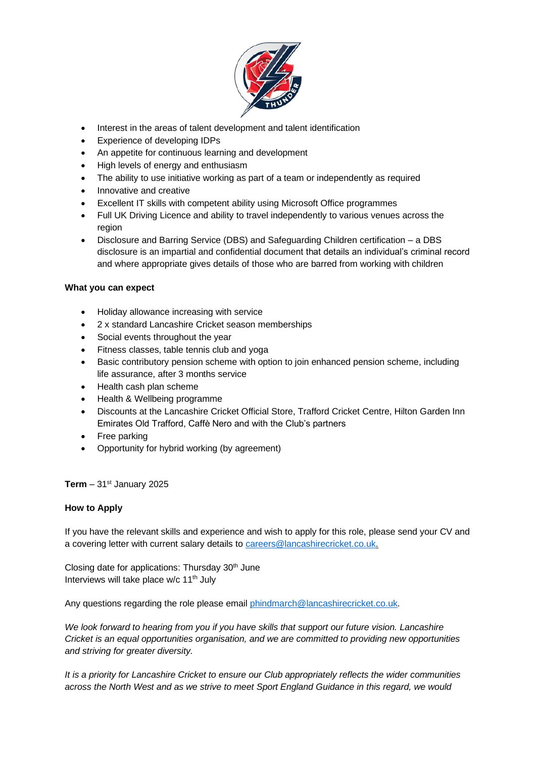- Interest in the areas of talent development and talent identification
- Experience of developing IDPs
- An appetite for continuous learning and development
- High levels of energy and enthusiasm
- The ability to use initiative working as part of a team or independently as required
- Innovative and creative
- Excellent IT skills with competent ability using Microsoft Office programmes
- Full UK Driving Licence and ability to travel independently to various venues across the region
- Disclosure and Barring Service (DBS) and Safeguarding Children certification – a DBS disclosure is an impartial and confidential document that details an individual's criminal record and where appropriate gives details of those who are barred from working with children

**What you can expect**

- Holiday allowance increasing with service
- 2 x standard Lancashire Cricket season memberships
- Social events throughout the year
- Fitness classes, table tennis club and yoga
- Basic contributory pension scheme with option to join enhanced pension scheme, including life assurance, after 3 months service
- Health cash plan scheme
- Health & Wellbeing programme
- Discounts at the Lancashire Cricket Official Store, Trafford Cricket Centre, Hilton Garden Inn Emirates Old Trafford, Caffè Nero and with the Club's partners
- Free parking
- Opportunity for hybrid working (by agreement)

**Term** – 31st January 2025

**How to Apply**

If you have the relevant skills and experience and wish to apply for this role, please send your CV and a covering letter with current salary details to careers@lancashirecricket.co.uk.

Closing date for applications: Thursday 30th June
Interviews will take place w/c 11th July

Any questions regarding the role please email phindmarch@lancashirecricket.co.uk.

*We look forward to hearing from you if you have skills that support our future vision. Lancashire Cricket is an equal opportunities organisation, and we are committed to providing new opportunities and striving for greater diversity.*

*It is a priority for Lancashire Cricket to ensure our Club appropriately reflects the wider communities across the North West and as we strive to meet Sport England Guidance in this regard, we would*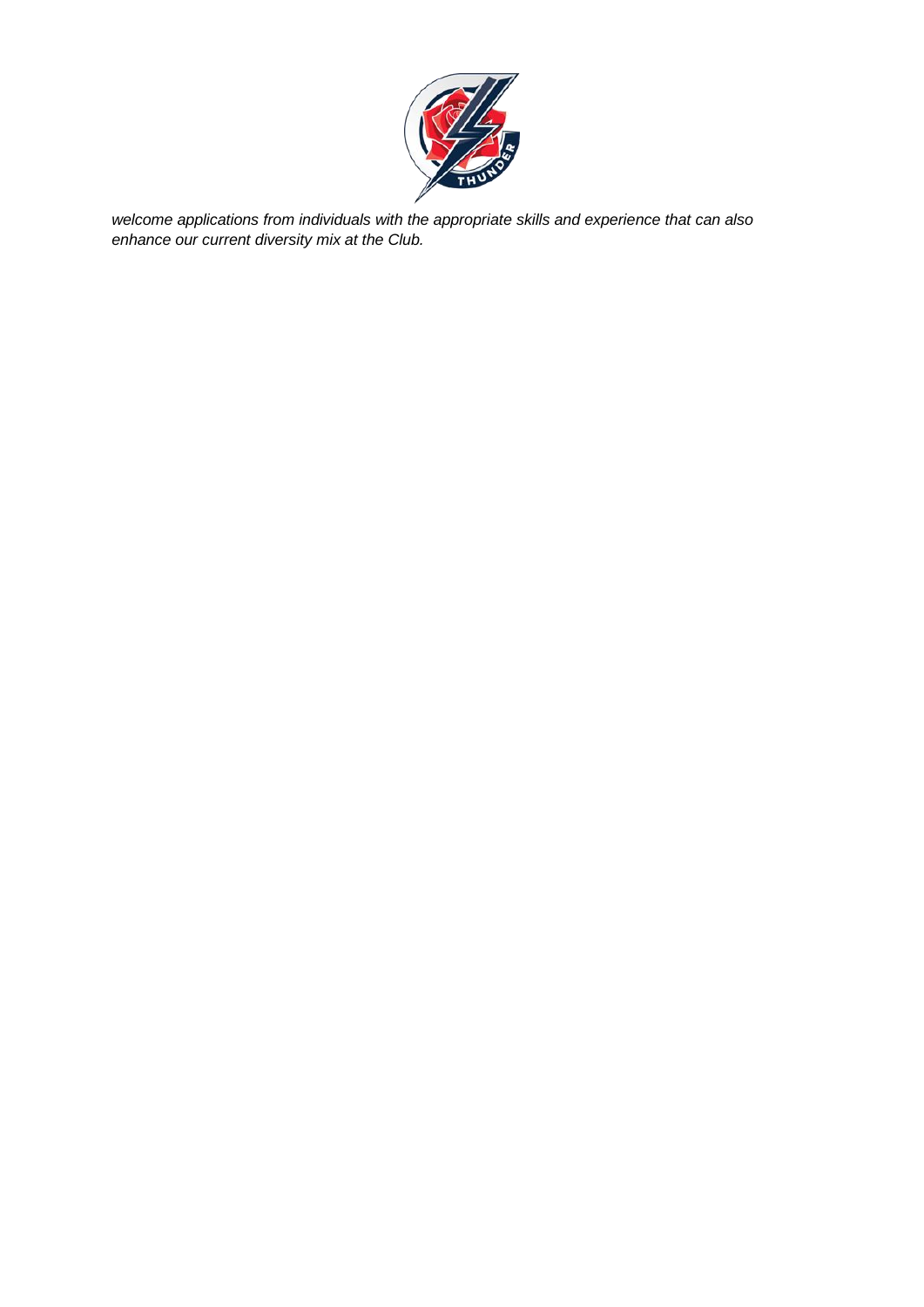*welcome applications from individuals with the appropriate skills and experience that can also enhance our current diversity mix at the Club.*